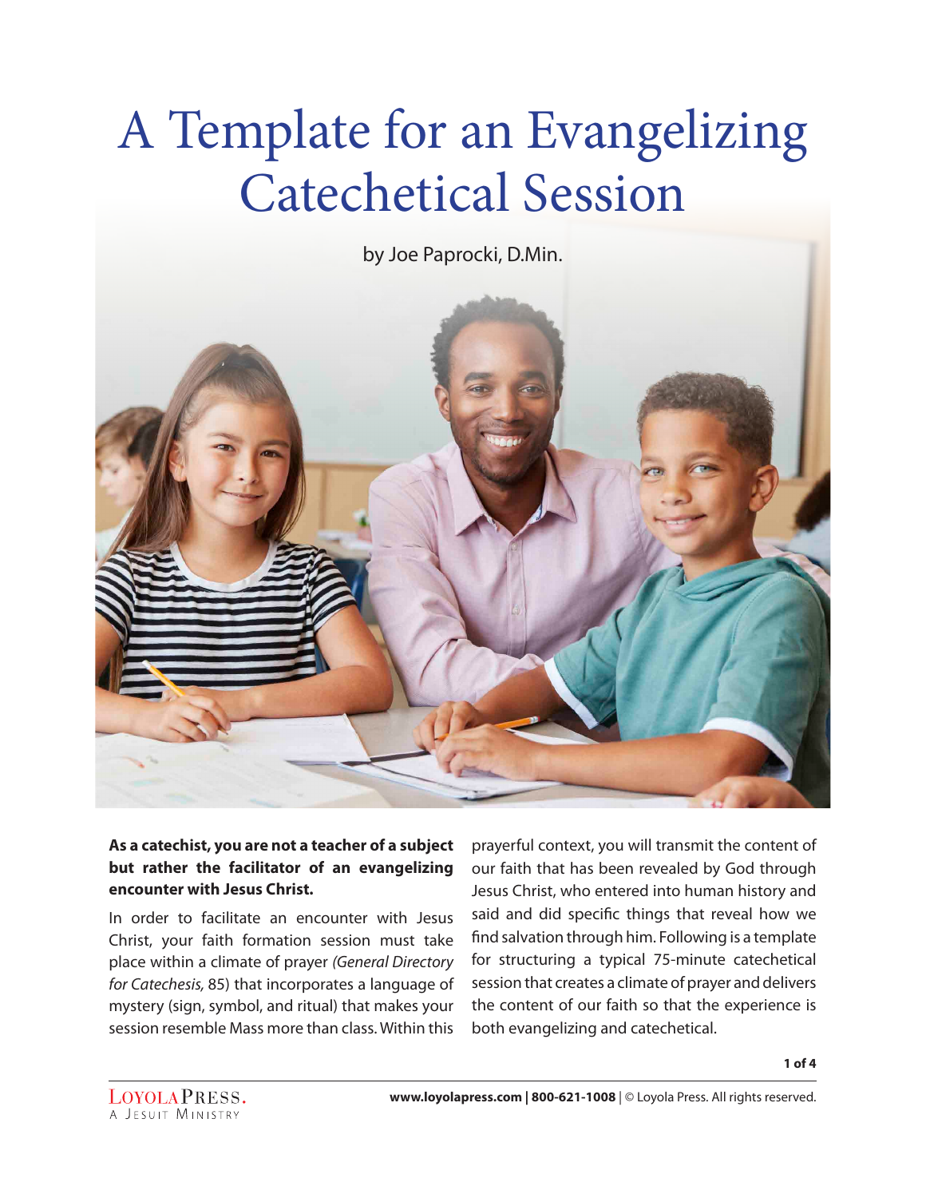# A Template for an Evangelizing Catechetical Session

by Joe Paprocki, D.Min.

**As a catechist, you are not a teacher of a subject but rather the facilitator of an evangelizing encounter with Jesus Christ.**

In order to facilitate an encounter with Jesus Christ, your faith formation session must take place within a climate of prayer *(General Directory for Catechesis,* 85) that incorporates a language of mystery (sign, symbol, and ritual) that makes your session resemble Mass more than class. Within this prayerful context, you will transmit the content of our faith that has been revealed by God through Jesus Christ, who entered into human history and said and did specific things that reveal how we find salvation through him. Following is a template for structuring a typical 75-minute catechetical session that creates a climate of prayer and delivers the content of our faith so that the experience is both evangelizing and catechetical.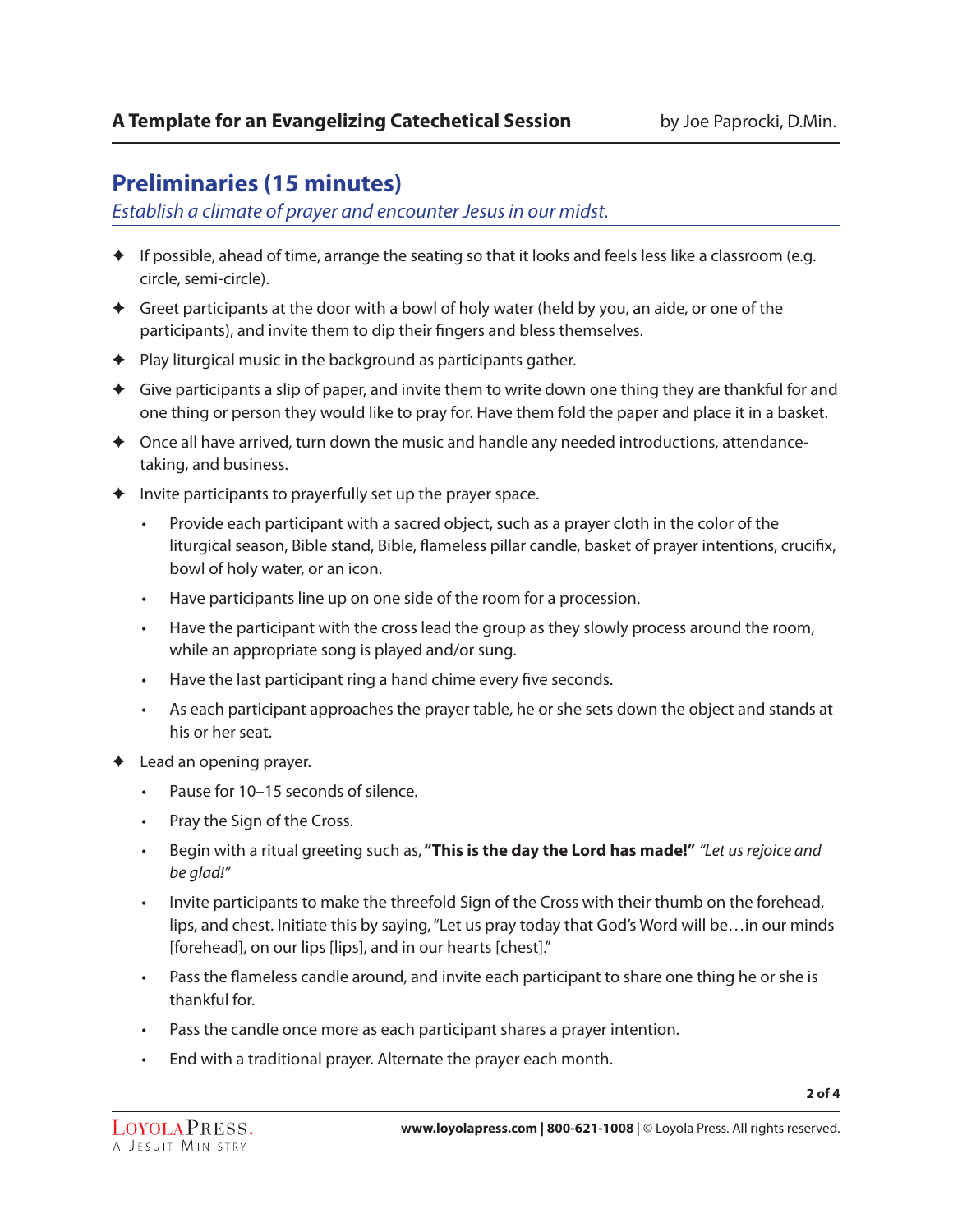## Preliminaries (15 minutes)

*Establish a climate of prayer and encounter Jesus in our midst.*

- If possible, ahead of time, arrange the seating so that it looks and feels less like a classroom (e.g. circle, semi-circle).
- Greet participants at the door with a bowl of holy water (held by you, an aide, or one of the participants), and invite them to dip their fingers and bless themselves.
- Play liturgical music in the background as participants gather.
- Give participants a slip of paper, and invite them to write down one thing they are thankful for and one thing or person they would like to pray for. Have them fold the paper and place it in a basket.
- Once all have arrived, turn down the music and handle any needed introductions, attendance-taking, and business.
- Invite participants to prayerfully set up the prayer space.
    - Provide each participant with a sacred object, such as a prayer cloth in the color of the liturgical season, Bible stand, Bible, flameless pillar candle, basket of prayer intentions, crucifix, bowl of holy water, or an icon.
    - Have participants line up on one side of the room for a procession.
    - Have the participant with the cross lead the group as they slowly process around the room, while an appropriate song is played and/or sung.
    - Have the last participant ring a hand chime every five seconds.
    - As each participant approaches the prayer table, he or she sets down the object and stands at his or her seat.
- Lead an opening prayer.
    - Pause for 10–15 seconds of silence.
    - Pray the Sign of the Cross.
    - Begin with a ritual greeting such as, **"This is the day the Lord has made!"** *"Let us rejoice and be glad!"*
    - Invite participants to make the threefold Sign of the Cross with their thumb on the forehead, lips, and chest. Initiate this by saying, "Let us pray today that God's Word will be…in our minds [forehead], on our lips [lips], and in our hearts [chest]."
    - Pass the flameless candle around, and invite each participant to share one thing he or she is thankful for.
    - Pass the candle once more as each participant shares a prayer intention.
    - End with a traditional prayer. Alternate the prayer each month.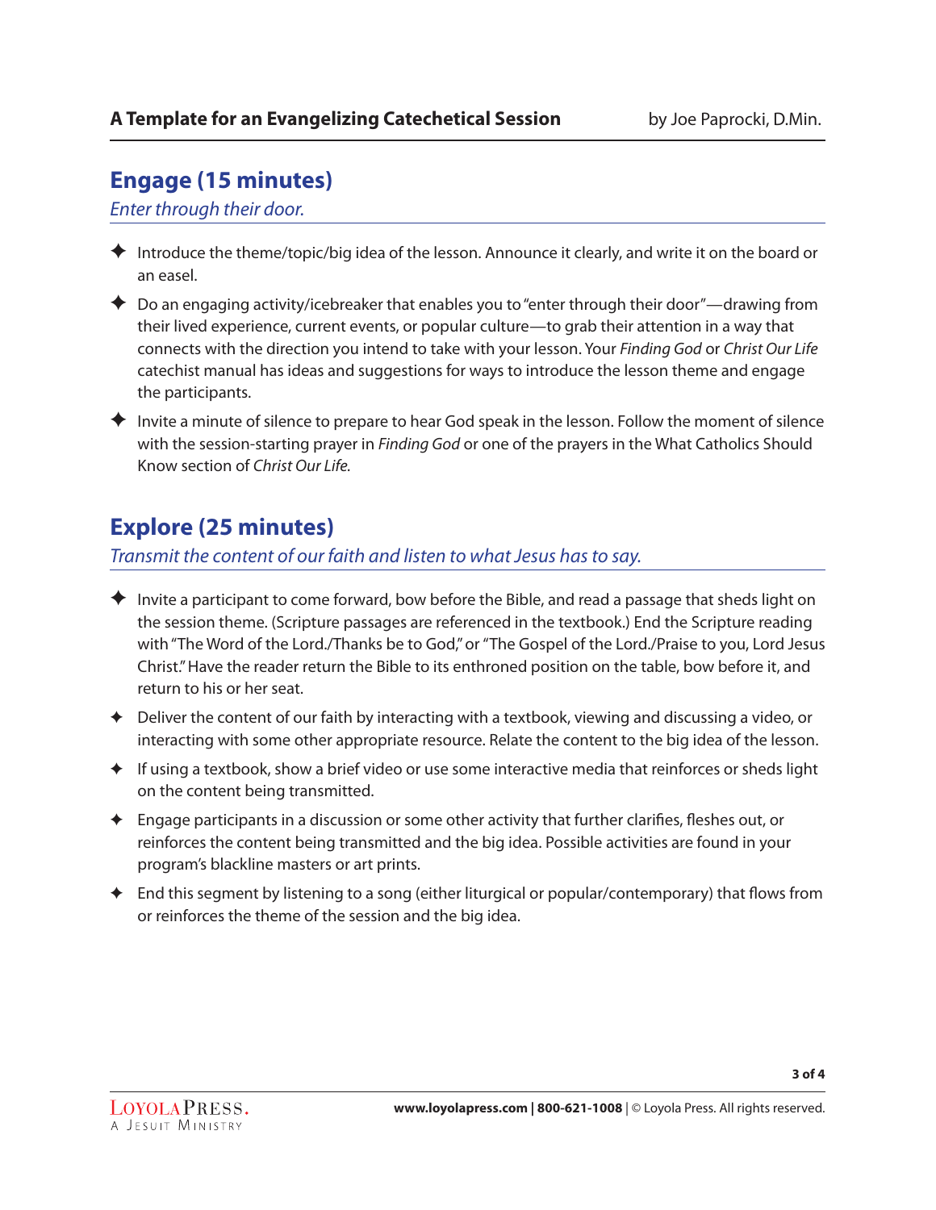## Engage (15 minutes)

*Enter through their door.*

- Introduce the theme/topic/big idea of the lesson. Announce it clearly, and write it on the board or an easel.
- Do an engaging activity/icebreaker that enables you to "enter through their door"—drawing from their lived experience, current events, or popular culture—to grab their attention in a way that connects with the direction you intend to take with your lesson. Your *Finding God* or *Christ Our Life* catechist manual has ideas and suggestions for ways to introduce the lesson theme and engage the participants.
- Invite a minute of silence to prepare to hear God speak in the lesson. Follow the moment of silence with the session-starting prayer in *Finding God* or one of the prayers in the What Catholics Should Know section of *Christ Our Life.*

## Explore (25 minutes)

*Transmit the content of our faith and listen to what Jesus has to say.*

- Invite a participant to come forward, bow before the Bible, and read a passage that sheds light on the session theme. (Scripture passages are referenced in the textbook.) End the Scripture reading with "The Word of the Lord./Thanks be to God," or "The Gospel of the Lord./Praise to you, Lord Jesus Christ." Have the reader return the Bible to its enthroned position on the table, bow before it, and return to his or her seat.
- Deliver the content of our faith by interacting with a textbook, viewing and discussing a video, or interacting with some other appropriate resource. Relate the content to the big idea of the lesson.
- If using a textbook, show a brief video or use some interactive media that reinforces or sheds light on the content being transmitted.
- Engage participants in a discussion or some other activity that further clarifies, fleshes out, or reinforces the content being transmitted and the big idea. Possible activities are found in your program's blackline masters or art prints.
- End this segment by listening to a song (either liturgical or popular/contemporary) that flows from or reinforces the theme of the session and the big idea.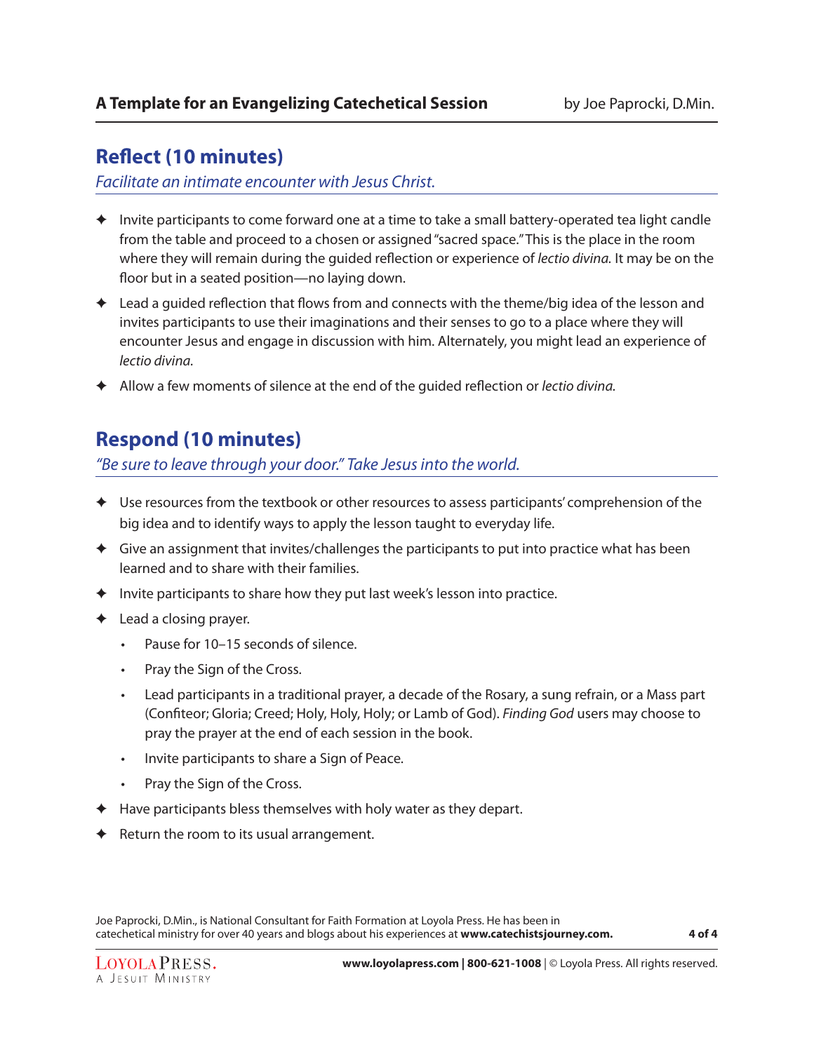## Reflect (10 minutes)

*Facilitate an intimate encounter with Jesus Christ.*

- Invite participants to come forward one at a time to take a small battery-operated tea light candle from the table and proceed to a chosen or assigned "sacred space." This is the place in the room where they will remain during the guided reflection or experience of *lectio divina.* It may be on the floor but in a seated position—no laying down.
- Lead a guided reflection that flows from and connects with the theme/big idea of the lesson and invites participants to use their imaginations and their senses to go to a place where they will encounter Jesus and engage in discussion with him. Alternately, you might lead an experience of *lectio divina.*
- Allow a few moments of silence at the end of the guided reflection or *lectio divina.*

## Respond (10 minutes)

*"Be sure to leave through your door." Take Jesus into the world.*

- Use resources from the textbook or other resources to assess participants' comprehension of the big idea and to identify ways to apply the lesson taught to everyday life.
- Give an assignment that invites/challenges the participants to put into practice what has been learned and to share with their families.
- Invite participants to share how they put last week's lesson into practice.
- Lead a closing prayer.
  - Pause for 10–15 seconds of silence.
  - Pray the Sign of the Cross.
  - Lead participants in a traditional prayer, a decade of the Rosary, a sung refrain, or a Mass part (Confiteor; Gloria; Creed; Holy, Holy, Holy; or Lamb of God). *Finding God* users may choose to pray the prayer at the end of each session in the book.
  - Invite participants to share a Sign of Peace.
  - Pray the Sign of the Cross.
- Have participants bless themselves with holy water as they depart.
- Return the room to its usual arrangement.

Joe Paprocki, D.Min., is National Consultant for Faith Formation at Loyola Press. He has been in catechetical ministry for over 40 years and blogs about his experiences at **www.catechistsjourney.com.**